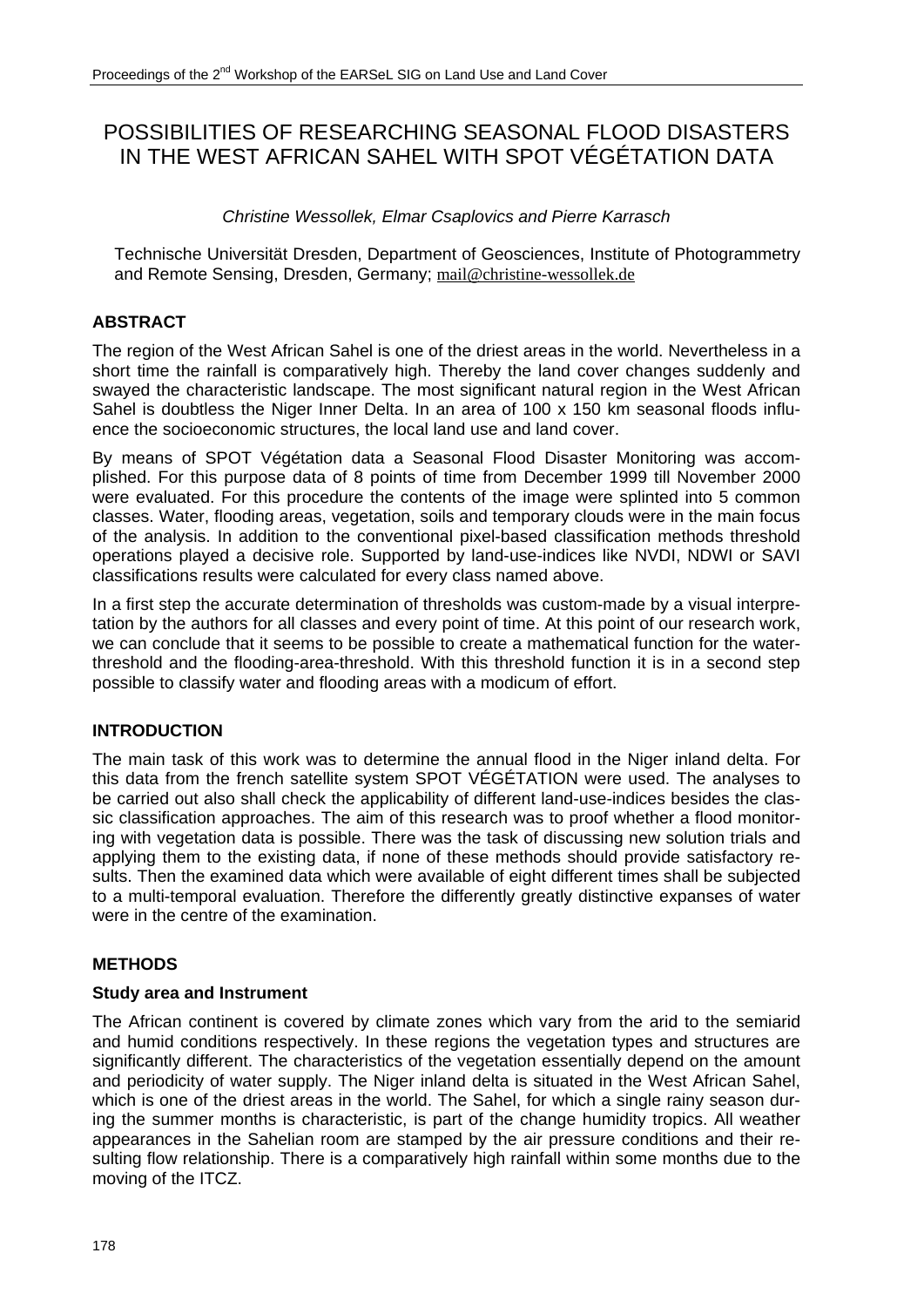# POSSIBILITIES OF RESEARCHING SEASONAL FLOOD DISASTERS IN THE WEST AFRICAN SAHEL WITH SPOT VÉGÉTATION DATA

*Christine Wessollek, Elmar Csaplovics and Pierre Karrasch*

Technische Universität Dresden, Department of Geosciences, Institute of Photogrammetry and Remote Sensing, Dresden, Germany; mail@christine-wessollek.de

## ABSTRACT

The region of the West African Sahel is one of the driest areas in the world. Nevertheless in a short time the rainfall is comparatively high. Thereby the land cover changes suddenly and swayed the characteristic landscape. The most significant natural region in the West African Sahel is doubtless the Niger Inner Delta. In an area of 100 x 150 km seasonal floods influence the socioeconomic structures, the local land use and land cover.

By means of SPOT Végétation data a Seasonal Flood Disaster Monitoring was accomplished. For this purpose data of 8 points of time from December 1999 till November 2000 were evaluated. For this procedure the contents of the image were splinted into 5 common classes. Water, flooding areas, vegetation, soils and temporary clouds were in the main focus of the analysis. In addition to the conventional pixel-based classification methods threshold operations played a decisive role. Supported by land-use-indices like NVDI, NDWI or SAVI classifications results were calculated for every class named above.

In a first step the accurate determination of thresholds was custom-made by a visual interpretation by the authors for all classes and every point of time. At this point of our research work, we can conclude that it seems to be possible to create a mathematical function for the water-threshold and the flooding-area-threshold. With this threshold function it is in a second step possible to classify water and flooding areas with a modicum of effort.

## INTRODUCTION

The main task of this work was to determine the annual flood in the Niger inland delta. For this data from the french satellite system SPOT VÉGÉTATION were used. The analyses to be carried out also shall check the applicability of different land-use-indices besides the classic classification approaches. The aim of this research was to proof whether a flood monitoring with vegetation data is possible. There was the task of discussing new solution trials and applying them to the existing data, if none of these methods should provide satisfactory results. Then the examined data which were available of eight different times shall be subjected to a multi-temporal evaluation. Therefore the differently greatly distinctive expanses of water were in the centre of the examination.

## METHODS

### Study area and Instrument

The African continent is covered by climate zones which vary from the arid to the semiarid and humid conditions respectively. In these regions the vegetation types and structures are significantly different. The characteristics of the vegetation essentially depend on the amount and periodicity of water supply. The Niger inland delta is situated in the West African Sahel, which is one of the driest areas in the world. The Sahel, for which a single rainy season during the summer months is characteristic, is part of the change humidity tropics. All weather appearances in the Sahelian room are stamped by the air pressure conditions and their resulting flow relationship. There is a comparatively high rainfall within some months due to the moving of the ITCZ.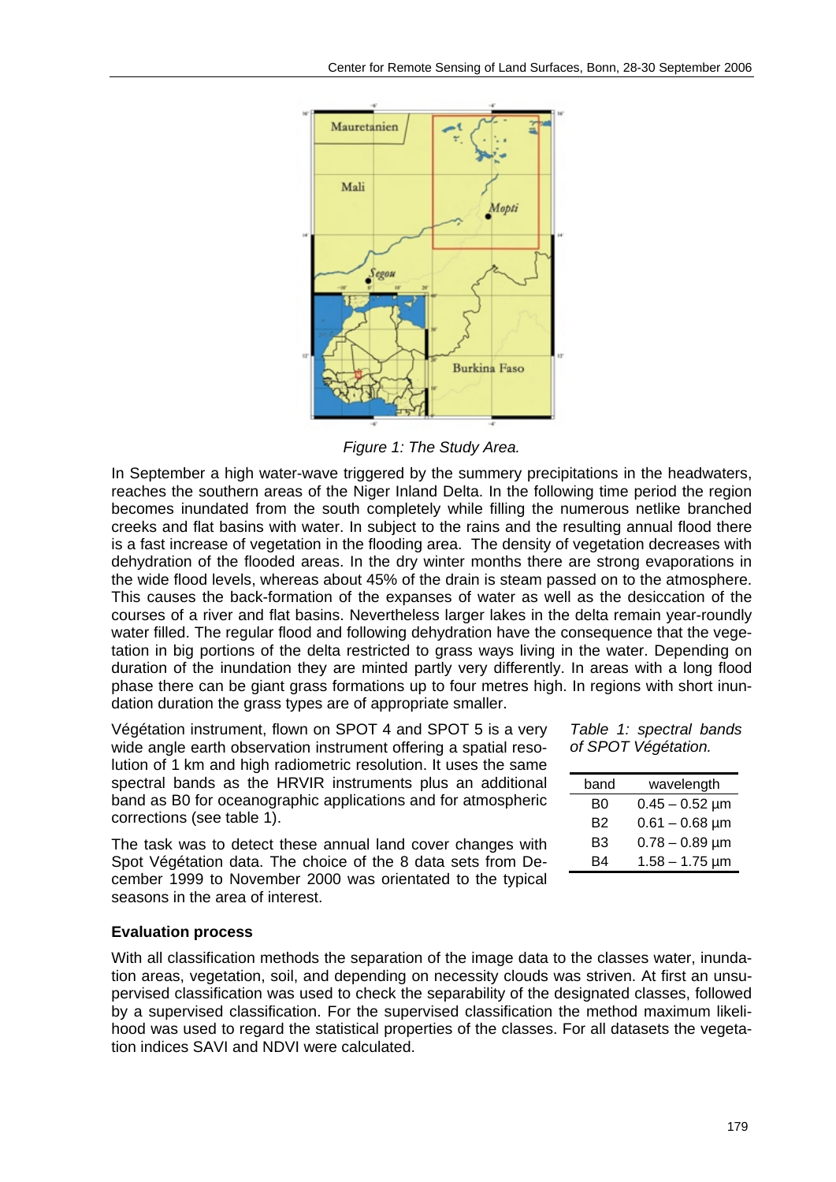*Figure 1: The Study Area.*

In September a high water-wave triggered by the summery precipitations in the headwaters, reaches the southern areas of the Niger Inland Delta. In the following time period the region becomes inundated from the south completely while filling the numerous netlike branched creeks and flat basins with water. In subject to the rains and the resulting annual flood there is a fast increase of vegetation in the flooding area. The density of vegetation decreases with dehydration of the flooded areas. In the dry winter months there are strong evaporations in the wide flood levels, whereas about 45% of the drain is steam passed on to the atmosphere. This causes the back-formation of the expanses of water as well as the desiccation of the courses of a river and flat basins. Nevertheless larger lakes in the delta remain year-roundly water filled. The regular flood and following dehydration have the consequence that the vegetation in big portions of the delta restricted to grass ways living in the water. Depending on duration of the inundation they are minted partly very differently. In areas with a long flood phase there can be giant grass formations up to four metres high. In regions with short inundation duration the grass types are of appropriate smaller.

Végétation instrument, flown on SPOT 4 and SPOT 5 is a very wide angle earth observation instrument offering a spatial resolution of 1 km and high radiometric resolution. It uses the same spectral bands as the HRVIR instruments plus an additional band as B0 for oceanographic applications and for atmospheric corrections (see table 1).

The task was to detect these annual land cover changes with Spot Végétation data. The choice of the 8 data sets from December 1999 to November 2000 was orientated to the typical seasons in the area of interest.

*Table 1: spectral bands of SPOT Végétation.*

| band | wavelength |
|---|---|
| B0 | 0.45 – 0.52 µm |
| B2 | 0.61 – 0.68 µm |
| B3 | 0.78 – 0.89 µm |
| B4 | 1.58 – 1.75 µm |

**Evaluation process**

With all classification methods the separation of the image data to the classes water, inundation areas, vegetation, soil, and depending on necessity clouds was striven. At first an unsupervised classification was used to check the separability of the designated classes, followed by a supervised classification. For the supervised classification the method maximum likelihood was used to regard the statistical properties of the classes. For all datasets the vegetation indices SAVI and NDVI were calculated.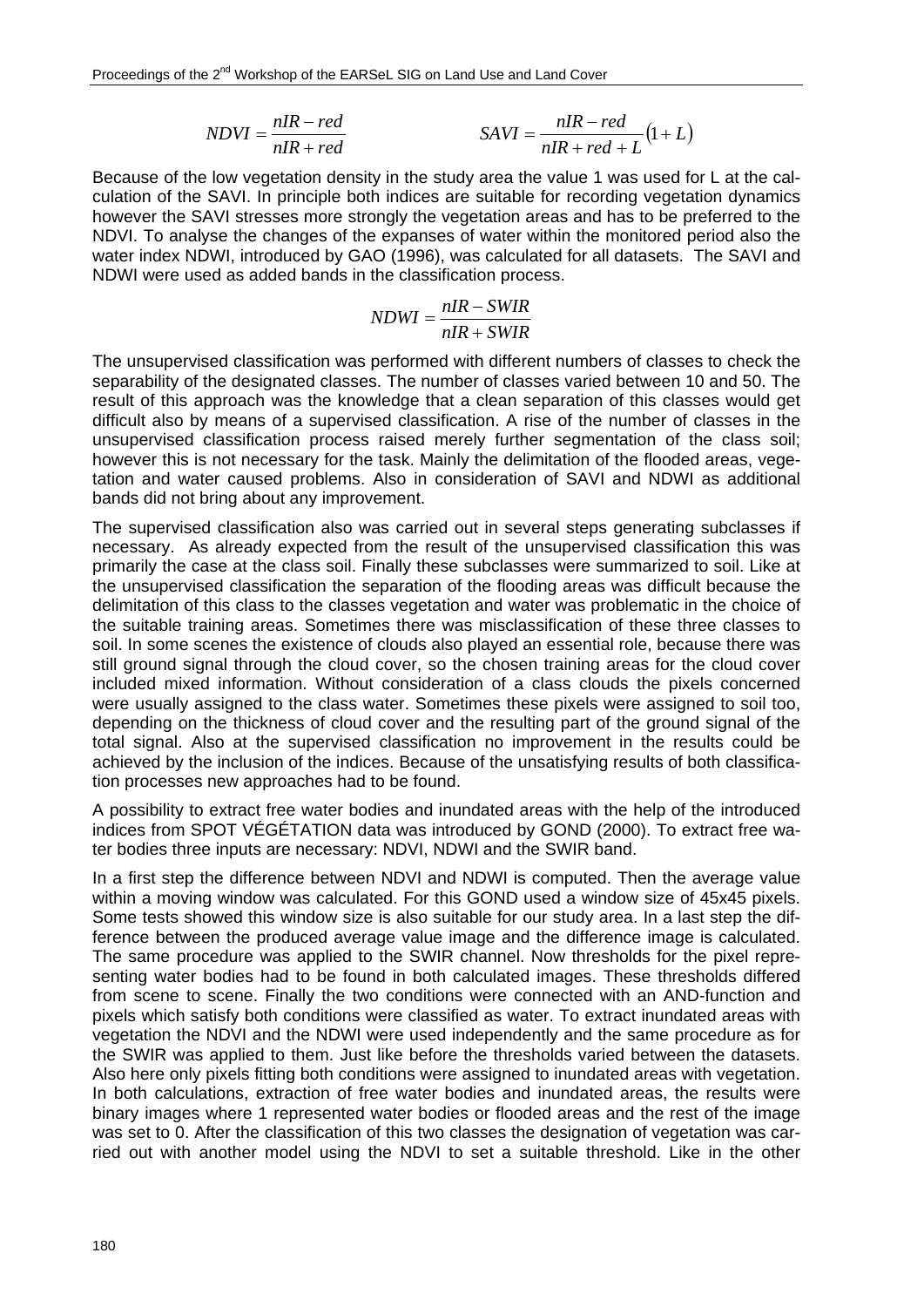$$NDVI = \frac{nIR - red}{nIR + red} \qquad\qquad SAVI = \frac{nIR - red}{nIR + red + L}(1 + L)$$

Because of the low vegetation density in the study area the value 1 was used for L at the calculation of the SAVI. In principle both indices are suitable for recording vegetation dynamics however the SAVI stresses more strongly the vegetation areas and has to be preferred to the NDVI. To analyse the changes of the expanses of water within the monitored period also the water index NDWI, introduced by GAO (1996), was calculated for all datasets. The SAVI and NDWI were used as added bands in the classification process.

$$NDWI = \frac{nIR - SWIR}{nIR + SWIR}$$

The unsupervised classification was performed with different numbers of classes to check the separability of the designated classes. The number of classes varied between 10 and 50. The result of this approach was the knowledge that a clean separation of this classes would get difficult also by means of a supervised classification. A rise of the number of classes in the unsupervised classification process raised merely further segmentation of the class soil; however this is not necessary for the task. Mainly the delimitation of the flooded areas, vegetation and water caused problems. Also in consideration of SAVI and NDWI as additional bands did not bring about any improvement.

The supervised classification also was carried out in several steps generating subclasses if necessary. As already expected from the result of the unsupervised classification this was primarily the case at the class soil. Finally these subclasses were summarized to soil. Like at the unsupervised classification the separation of the flooding areas was difficult because the delimitation of this class to the classes vegetation and water was problematic in the choice of the suitable training areas. Sometimes there was misclassification of these three classes to soil. In some scenes the existence of clouds also played an essential role, because there was still ground signal through the cloud cover, so the chosen training areas for the cloud cover included mixed information. Without consideration of a class clouds the pixels concerned were usually assigned to the class water. Sometimes these pixels were assigned to soil too, depending on the thickness of cloud cover and the resulting part of the ground signal of the total signal. Also at the supervised classification no improvement in the results could be achieved by the inclusion of the indices. Because of the unsatisfying results of both classification processes new approaches had to be found.

A possibility to extract free water bodies and inundated areas with the help of the introduced indices from SPOT VÉGÉTATION data was introduced by GOND (2000). To extract free water bodies three inputs are necessary: NDVI, NDWI and the SWIR band.

In a first step the difference between NDVI and NDWI is computed. Then the average value within a moving window was calculated. For this GOND used a window size of 45x45 pixels. Some tests showed this window size is also suitable for our study area. In a last step the difference between the produced average value image and the difference image is calculated. The same procedure was applied to the SWIR channel. Now thresholds for the pixel representing water bodies had to be found in both calculated images. These thresholds differed from scene to scene. Finally the two conditions were connected with an AND-function and pixels which satisfy both conditions were classified as water. To extract inundated areas with vegetation the NDVI and the NDWI were used independently and the same procedure as for the SWIR was applied to them. Just like before the thresholds varied between the datasets. Also here only pixels fitting both conditions were assigned to inundated areas with vegetation. In both calculations, extraction of free water bodies and inundated areas, the results were binary images where 1 represented water bodies or flooded areas and the rest of the image was set to 0. After the classification of this two classes the designation of vegetation was carried out with another model using the NDVI to set a suitable threshold. Like in the other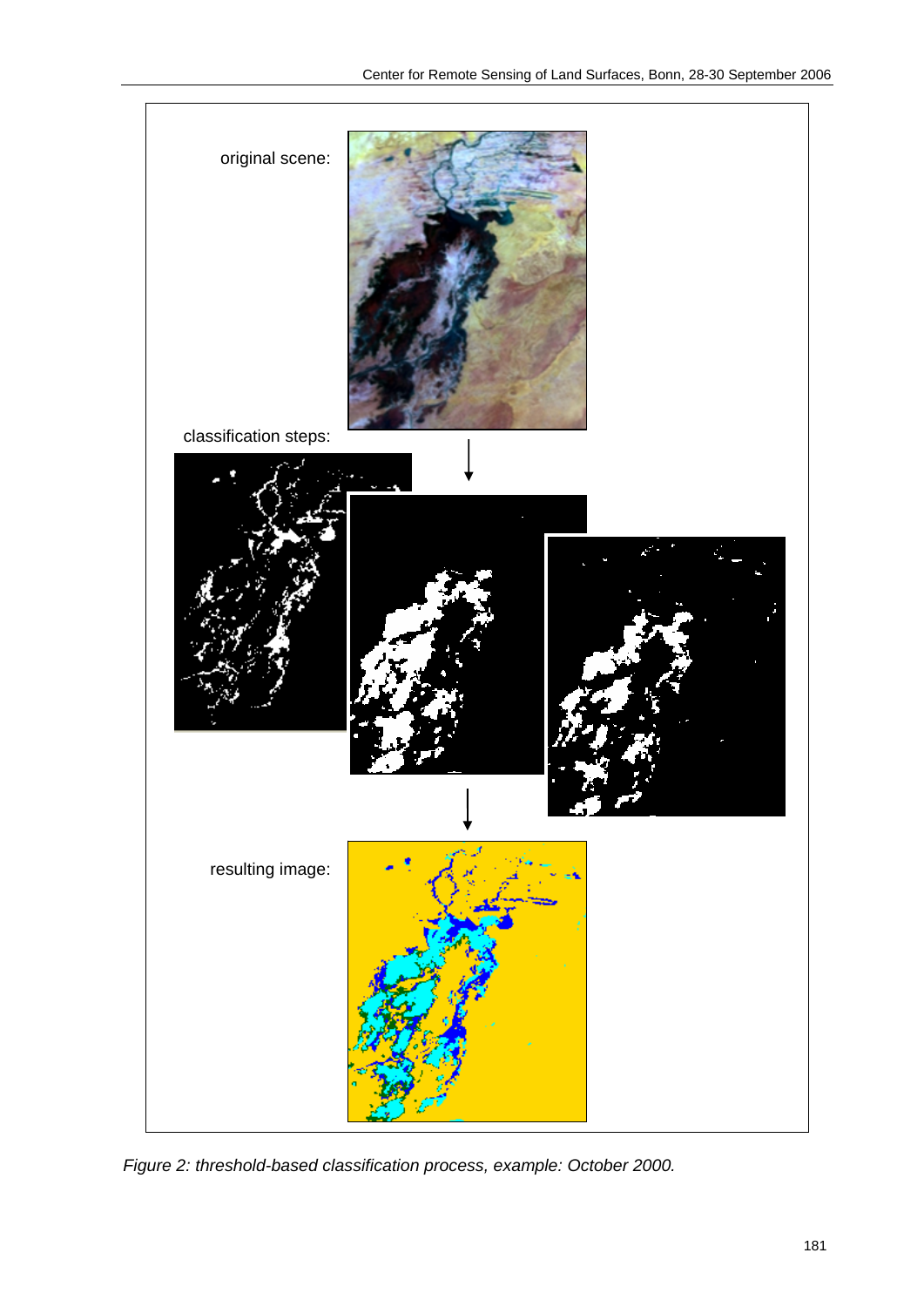original scene:

classification steps:

resulting image:

*Figure 2: threshold-based classification process, example: October 2000.*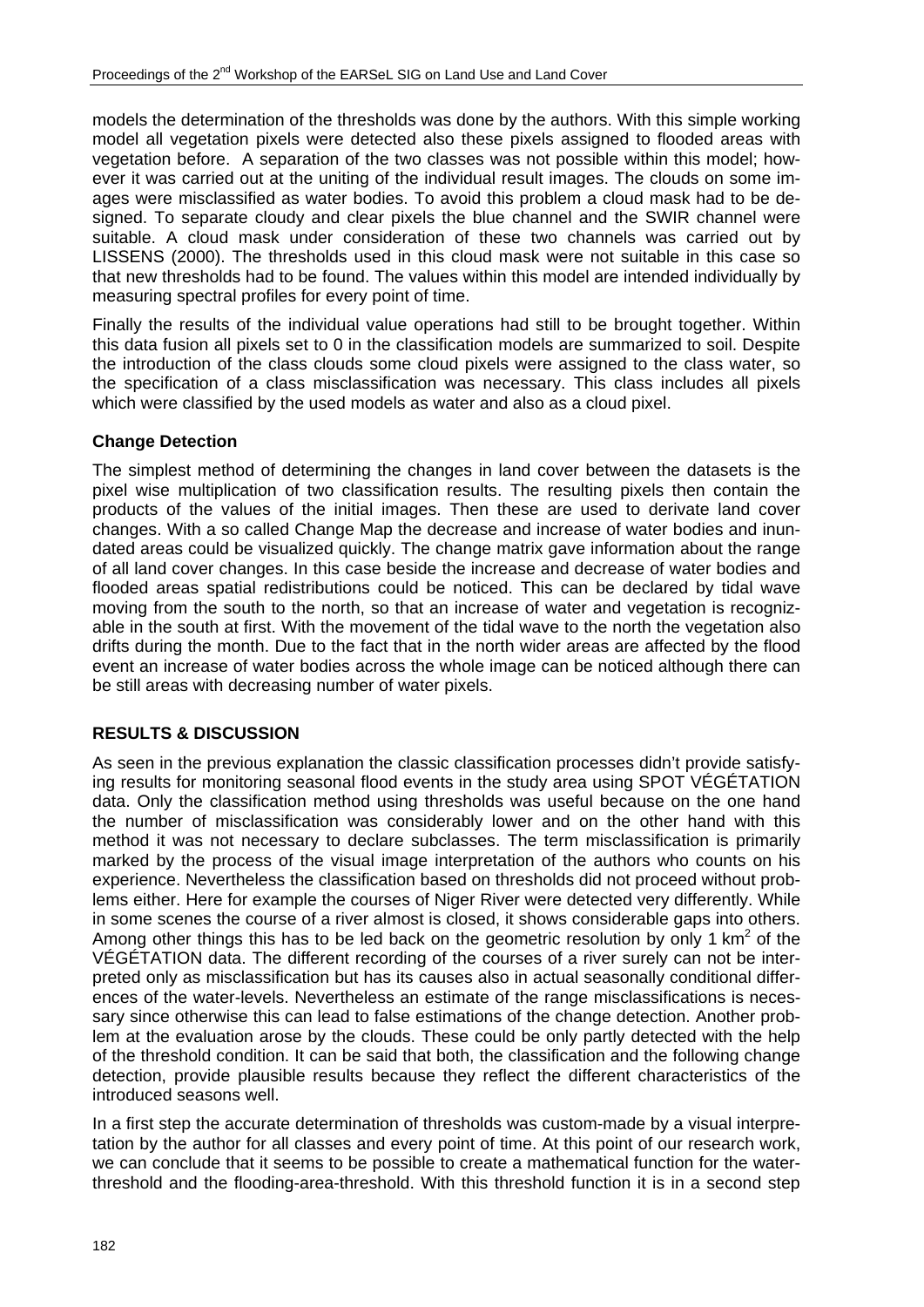models the determination of the thresholds was done by the authors. With this simple working model all vegetation pixels were detected also these pixels assigned to flooded areas with vegetation before. A separation of the two classes was not possible within this model; however it was carried out at the uniting of the individual result images. The clouds on some images were misclassified as water bodies. To avoid this problem a cloud mask had to be designed. To separate cloudy and clear pixels the blue channel and the SWIR channel were suitable. A cloud mask under consideration of these two channels was carried out by LISSENS (2000). The thresholds used in this cloud mask were not suitable in this case so that new thresholds had to be found. The values within this model are intended individually by measuring spectral profiles for every point of time.

Finally the results of the individual value operations had still to be brought together. Within this data fusion all pixels set to 0 in the classification models are summarized to soil. Despite the introduction of the class clouds some cloud pixels were assigned to the class water, so the specification of a class misclassification was necessary. This class includes all pixels which were classified by the used models as water and also as a cloud pixel.

### Change Detection

The simplest method of determining the changes in land cover between the datasets is the pixel wise multiplication of two classification results. The resulting pixels then contain the products of the values of the initial images. Then these are used to derivate land cover changes. With a so called Change Map the decrease and increase of water bodies and inundated areas could be visualized quickly. The change matrix gave information about the range of all land cover changes. In this case beside the increase and decrease of water bodies and flooded areas spatial redistributions could be noticed. This can be declared by tidal wave moving from the south to the north, so that an increase of water and vegetation is recognizable in the south at first. With the movement of the tidal wave to the north the vegetation also drifts during the month. Due to the fact that in the north wider areas are affected by the flood event an increase of water bodies across the whole image can be noticed although there can be still areas with decreasing number of water pixels.

## RESULTS & DISCUSSION

As seen in the previous explanation the classic classification processes didn't provide satisfying results for monitoring seasonal flood events in the study area using SPOT VÉGÉTATION data. Only the classification method using thresholds was useful because on the one hand the number of misclassification was considerably lower and on the other hand with this method it was not necessary to declare subclasses. The term misclassification is primarily marked by the process of the visual image interpretation of the authors who counts on his experience. Nevertheless the classification based on thresholds did not proceed without problems either. Here for example the courses of Niger River were detected very differently. While in some scenes the course of a river almost is closed, it shows considerable gaps into others. Among other things this has to be led back on the geometric resolution by only 1 km$^2$ of the VÉGÉTATION data. The different recording of the courses of a river surely can not be interpreted only as misclassification but has its causes also in actual seasonally conditional differences of the water-levels. Nevertheless an estimate of the range misclassifications is necessary since otherwise this can lead to false estimations of the change detection. Another problem at the evaluation arose by the clouds. These could be only partly detected with the help of the threshold condition. It can be said that both, the classification and the following change detection, provide plausible results because they reflect the different characteristics of the introduced seasons well.

In a first step the accurate determination of thresholds was custom-made by a visual interpretation by the author for all classes and every point of time. At this point of our research work, we can conclude that it seems to be possible to create a mathematical function for the water-threshold and the flooding-area-threshold. With this threshold function it is in a second step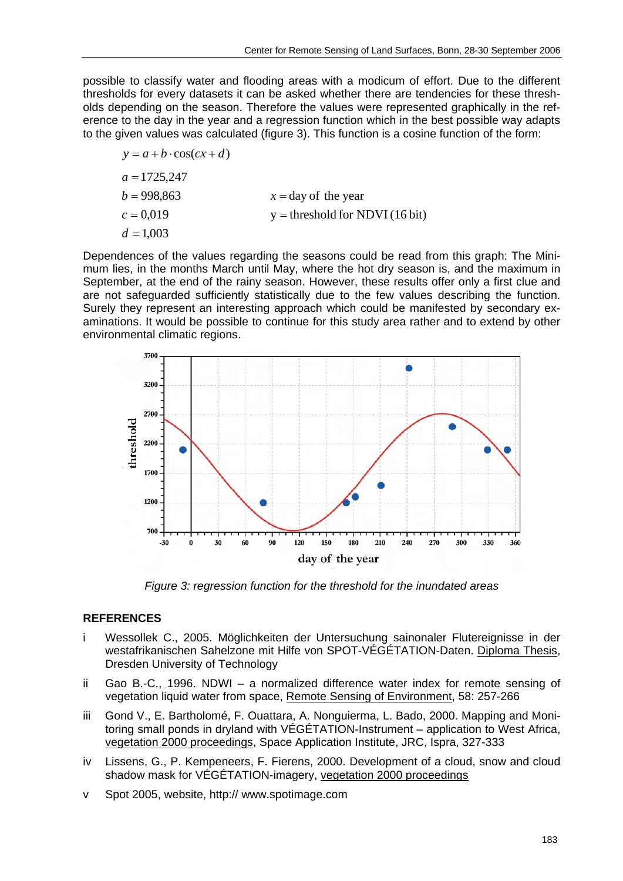possible to classify water and flooding areas with a modicum of effort. Due to the different thresholds for every datasets it can be asked whether there are tendencies for these thresholds depending on the season. Therefore the values were represented graphically in the reference to the day in the year and a regression function which in the best possible way adapts to the given values was calculated (figure 3). This function is a cosine function of the form:

$$y = a + b \cdot \cos(cx + d)$$

$a = 1725{,}247$

$b = 998{,}863$ $\qquad$ $x =$ day of the year

$c = 0{,}019$ $\qquad$ $y =$ threshold for NDVI (16 bit)

$d = 1{,}003$

Dependences of the values regarding the seasons could be read from this graph: The Minimum lies, in the months March until May, where the hot dry season is, and the maximum in September, at the end of the rainy season. However, these results offer only a first clue and are not safeguarded sufficiently statistically due to the few values describing the function. Surely they represent an interesting approach which could be manifested by secondary examinations. It would be possible to continue for this study area rather and to extend by other environmental climatic regions.

threshold
3700
3200
2700
2200
1700
1200
700
-30 0 30 60 90 120 150 180 210 240 270 300 330 360
day of the year

*Figure 3: regression function for the threshold for the inundated areas*

## REFERENCES

i Wessollek C., 2005. Möglichkeiten der Untersuchung sainonaler Flutereignisse in der westafrikanischen Sahelzone mit Hilfe von SPOT-VÉGÉTATION-Daten. Diploma Thesis, Dresden University of Technology

ii Gao B.-C., 1996. NDWI – a normalized difference water index for remote sensing of vegetation liquid water from space, Remote Sensing of Environment, 58: 257-266

iii Gond V., E. Bartholomé, F. Ouattara, A. Nonguierma, L. Bado, 2000. Mapping and Monitoring small ponds in dryland with VÉGÉTATION-Instrument – application to West Africa, vegetation 2000 proceedings, Space Application Institute, JRC, Ispra, 327-333

iv Lissens, G., P. Kempeneers, F. Fierens, 2000. Development of a cloud, snow and cloud shadow mask for VÉGÉTATION-imagery, vegetation 2000 proceedings

v Spot 2005, website, http:// www.spotimage.com